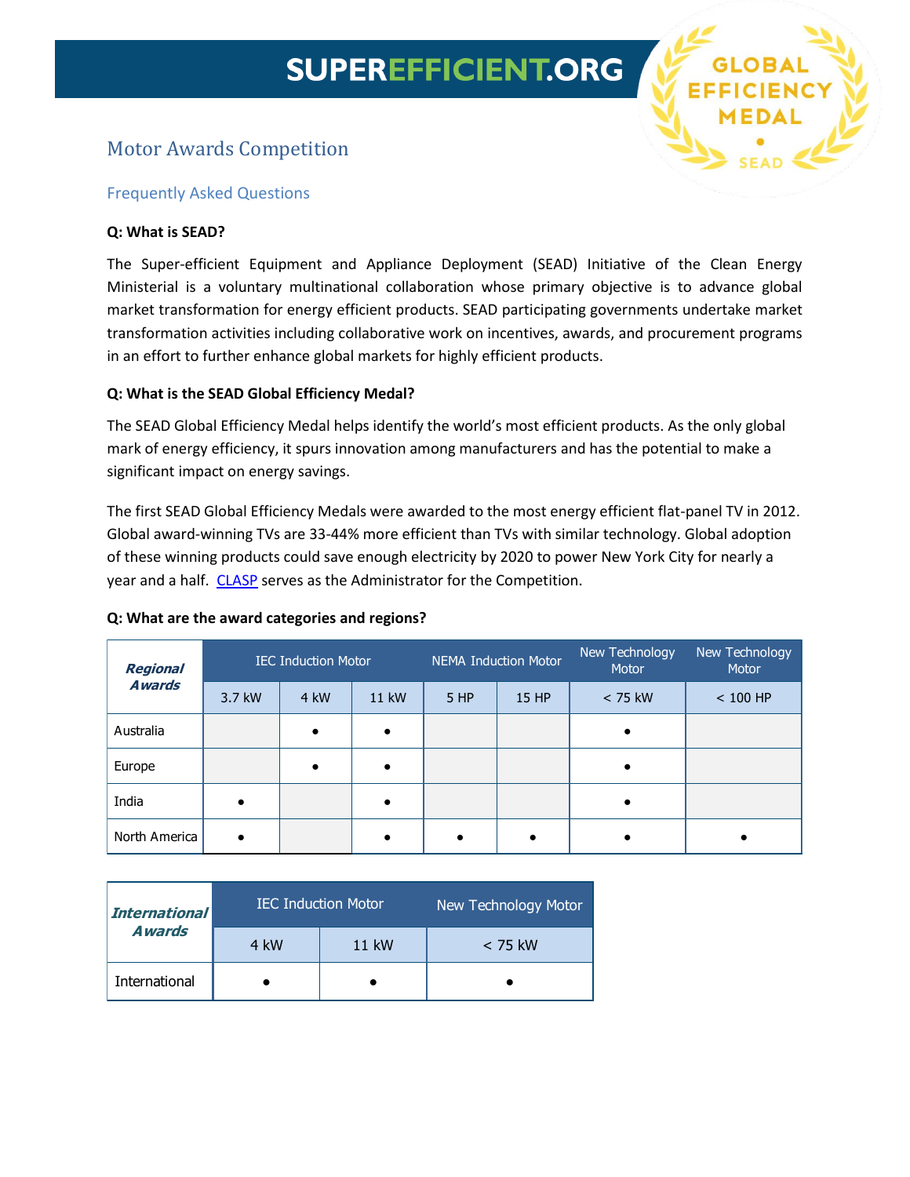SUPEREFFICIENT.ORG

GLOBAL EFFICIENCY MEDAL • SEAD

## Motor Awards Competition

### Frequently Asked Questions

**Q: What is SEAD?**

The Super-efficient Equipment and Appliance Deployment (SEAD) Initiative of the Clean Energy Ministerial is a voluntary multinational collaboration whose primary objective is to advance global market transformation for energy efficient products. SEAD participating governments undertake market transformation activities including collaborative work on incentives, awards, and procurement programs in an effort to further enhance global markets for highly efficient products.

**Q: What is the SEAD Global Efficiency Medal?**

The SEAD Global Efficiency Medal helps identify the world's most efficient products. As the only global mark of energy efficiency, it spurs innovation among manufacturers and has the potential to make a significant impact on energy savings.

The first SEAD Global Efficiency Medals were awarded to the most energy efficient flat-panel TV in 2012. Global award-winning TVs are 33-44% more efficient than TVs with similar technology. Global adoption of these winning products could save enough electricity by 2020 to power New York City for nearly a year and a half. CLASP serves as the Administrator for the Competition.

**Q: What are the award categories and regions?**

| ***Regional Awards*** | IEC Induction Motor | | | NEMA Induction Motor | | New Technology Motor | New Technology Motor |
|---|---|---|---|---|---|---|---|
| | 3.7 kW | 4 kW | 11 kW | 5 HP | 15 HP | < 75 kW | < 100 HP |
| Australia | | • | • | | | • | |
| Europe | | • | • | | | • | |
| India | • | | • | | | • | |
| North America | • | | • | • | • | • | • |

| ***International Awards*** | IEC Induction Motor | | New Technology Motor |
|---|---|---|---|
| | 4 kW | 11 kW | < 75 kW |
| International | • | • | • |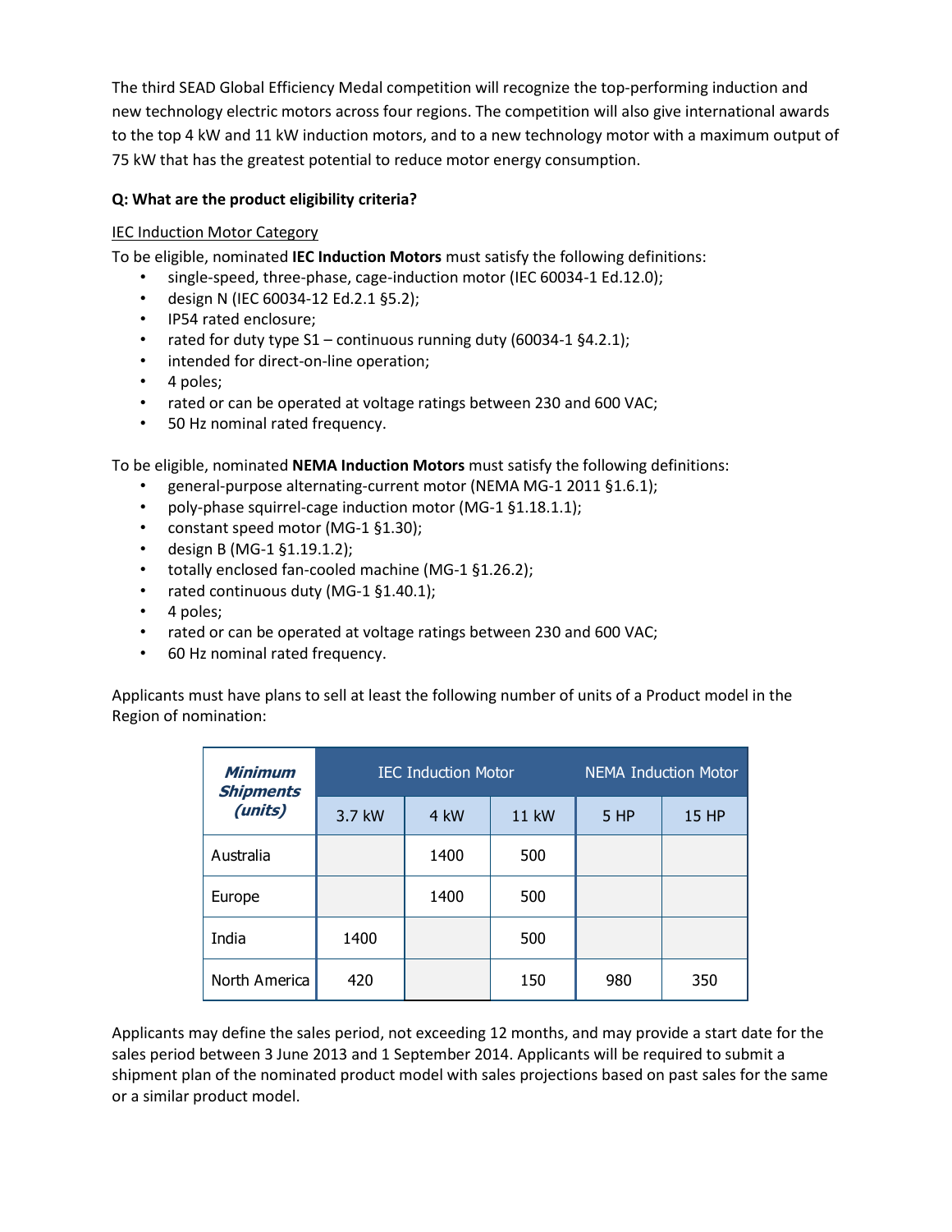The third SEAD Global Efficiency Medal competition will recognize the top-performing induction and new technology electric motors across four regions. The competition will also give international awards to the top 4 kW and 11 kW induction motors, and to a new technology motor with a maximum output of 75 kW that has the greatest potential to reduce motor energy consumption.

**Q: What are the product eligibility criteria?**

IEC Induction Motor Category

To be eligible, nominated **IEC Induction Motors** must satisfy the following definitions:

- single-speed, three-phase, cage-induction motor (IEC 60034-1 Ed.12.0);
- design N (IEC 60034-12 Ed.2.1 §5.2);
- IP54 rated enclosure;
- rated for duty type S1 – continuous running duty (60034-1 §4.2.1);
- intended for direct-on-line operation;
- 4 poles;
- rated or can be operated at voltage ratings between 230 and 600 VAC;
- 50 Hz nominal rated frequency.

To be eligible, nominated **NEMA Induction Motors** must satisfy the following definitions:

- general-purpose alternating-current motor (NEMA MG-1 2011 §1.6.1);
- poly-phase squirrel-cage induction motor (MG-1 §1.18.1.1);
- constant speed motor (MG-1 §1.30);
- design B (MG-1 §1.19.1.2);
- totally enclosed fan-cooled machine (MG-1 §1.26.2);
- rated continuous duty (MG-1 §1.40.1);
- 4 poles;
- rated or can be operated at voltage ratings between 230 and 600 VAC;
- 60 Hz nominal rated frequency.

Applicants must have plans to sell at least the following number of units of a Product model in the Region of nomination:

| ***Minimum Shipments (units)*** | IEC Induction Motor | | | NEMA Induction Motor | |
|---|---|---|---|---|---|
| | 3.7 kW | 4 kW | 11 kW | 5 HP | 15 HP |
| Australia | | 1400 | 500 | | |
| Europe | | 1400 | 500 | | |
| India | 1400 | | 500 | | |
| North America | 420 | | 150 | 980 | 350 |

Applicants may define the sales period, not exceeding 12 months, and may provide a start date for the sales period between 3 June 2013 and 1 September 2014. Applicants will be required to submit a shipment plan of the nominated product model with sales projections based on past sales for the same or a similar product model.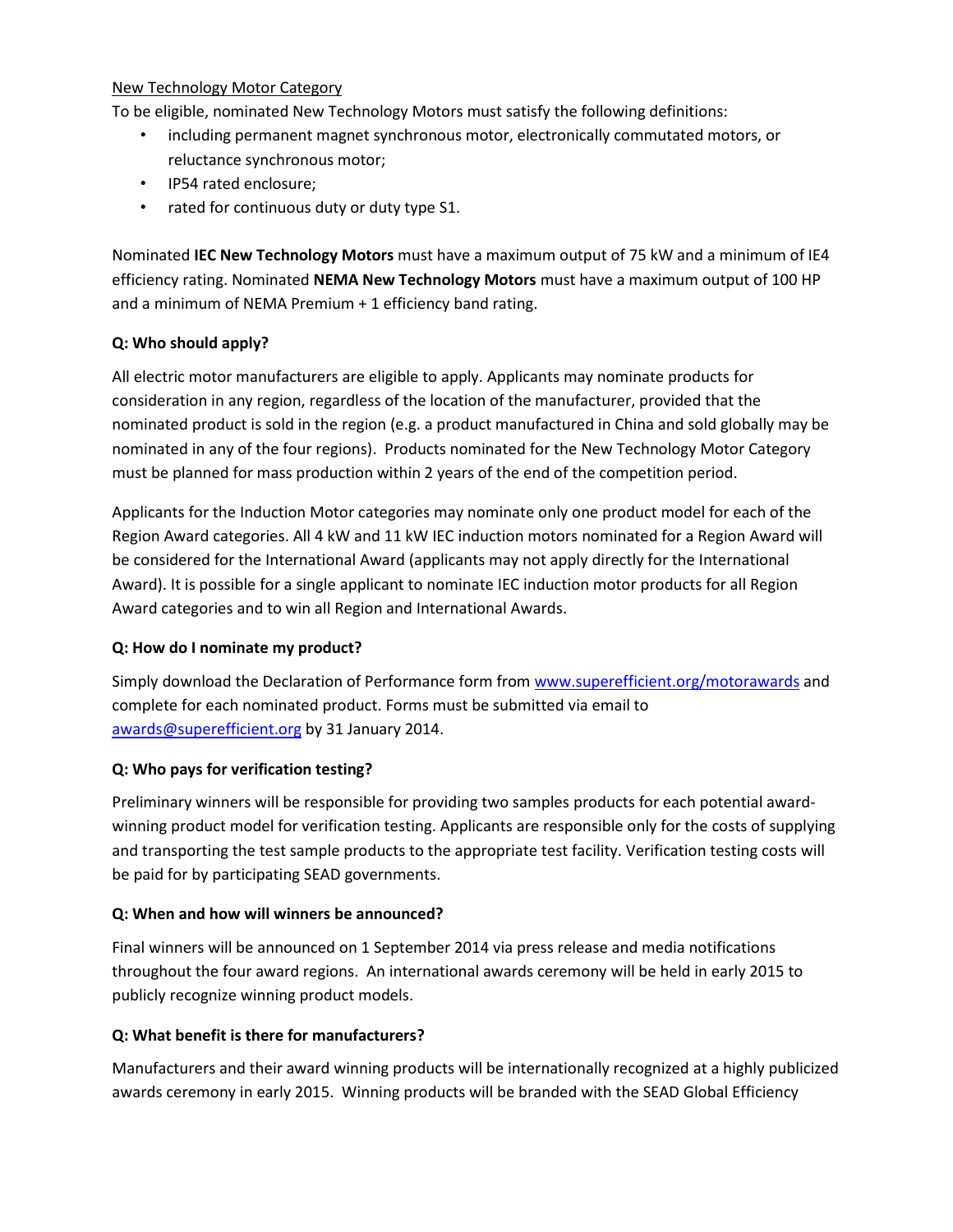New Technology Motor Category

To be eligible, nominated New Technology Motors must satisfy the following definitions:

- including permanent magnet synchronous motor, electronically commutated motors, or reluctance synchronous motor;
- IP54 rated enclosure;
- rated for continuous duty or duty type S1.

Nominated **IEC New Technology Motors** must have a maximum output of 75 kW and a minimum of IE4 efficiency rating. Nominated **NEMA New Technology Motors** must have a maximum output of 100 HP and a minimum of NEMA Premium + 1 efficiency band rating.

**Q: Who should apply?**

All electric motor manufacturers are eligible to apply. Applicants may nominate products for consideration in any region, regardless of the location of the manufacturer, provided that the nominated product is sold in the region (e.g. a product manufactured in China and sold globally may be nominated in any of the four regions). Products nominated for the New Technology Motor Category must be planned for mass production within 2 years of the end of the competition period.

Applicants for the Induction Motor categories may nominate only one product model for each of the Region Award categories. All 4 kW and 11 kW IEC induction motors nominated for a Region Award will be considered for the International Award (applicants may not apply directly for the International Award). It is possible for a single applicant to nominate IEC induction motor products for all Region Award categories and to win all Region and International Awards.

**Q: How do I nominate my product?**

Simply download the Declaration of Performance form from www.superefficient.org/motorawards and complete for each nominated product. Forms must be submitted via email to awards@superefficient.org by 31 January 2014.

**Q: Who pays for verification testing?**

Preliminary winners will be responsible for providing two samples products for each potential award-winning product model for verification testing. Applicants are responsible only for the costs of supplying and transporting the test sample products to the appropriate test facility. Verification testing costs will be paid for by participating SEAD governments.

**Q: When and how will winners be announced?**

Final winners will be announced on 1 September 2014 via press release and media notifications throughout the four award regions. An international awards ceremony will be held in early 2015 to publicly recognize winning product models.

**Q: What benefit is there for manufacturers?**

Manufacturers and their award winning products will be internationally recognized at a highly publicized awards ceremony in early 2015. Winning products will be branded with the SEAD Global Efficiency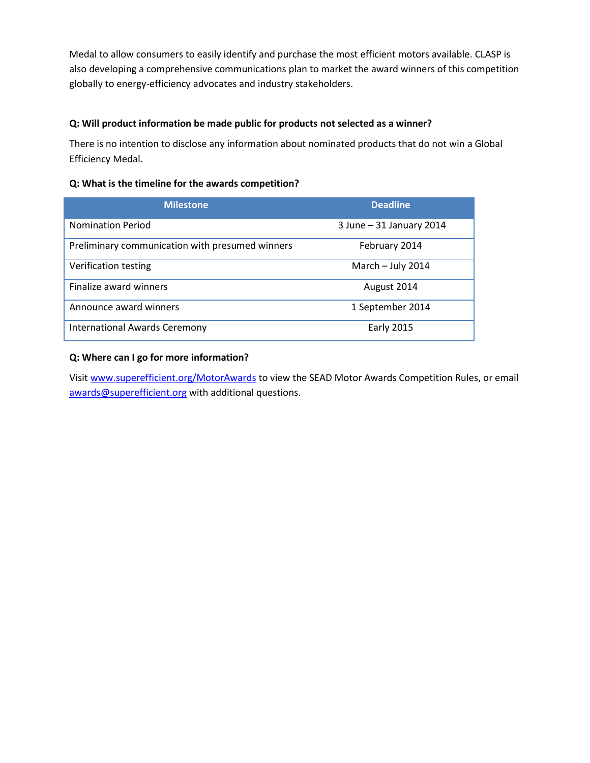Medal to allow consumers to easily identify and purchase the most efficient motors available. CLASP is also developing a comprehensive communications plan to market the award winners of this competition globally to energy-efficiency advocates and industry stakeholders.

**Q: Will product information be made public for products not selected as a winner?**

There is no intention to disclose any information about nominated products that do not win a Global Efficiency Medal.

**Q: What is the timeline for the awards competition?**

| Milestone | Deadline |
|---|---|
| Nomination Period | 3 June – 31 January 2014 |
| Preliminary communication with presumed winners | February 2014 |
| Verification testing | March – July 2014 |
| Finalize award winners | August 2014 |
| Announce award winners | 1 September 2014 |
| International Awards Ceremony | Early 2015 |

**Q: Where can I go for more information?**

Visit www.superefficient.org/MotorAwards to view the SEAD Motor Awards Competition Rules, or email awards@superefficient.org with additional questions.